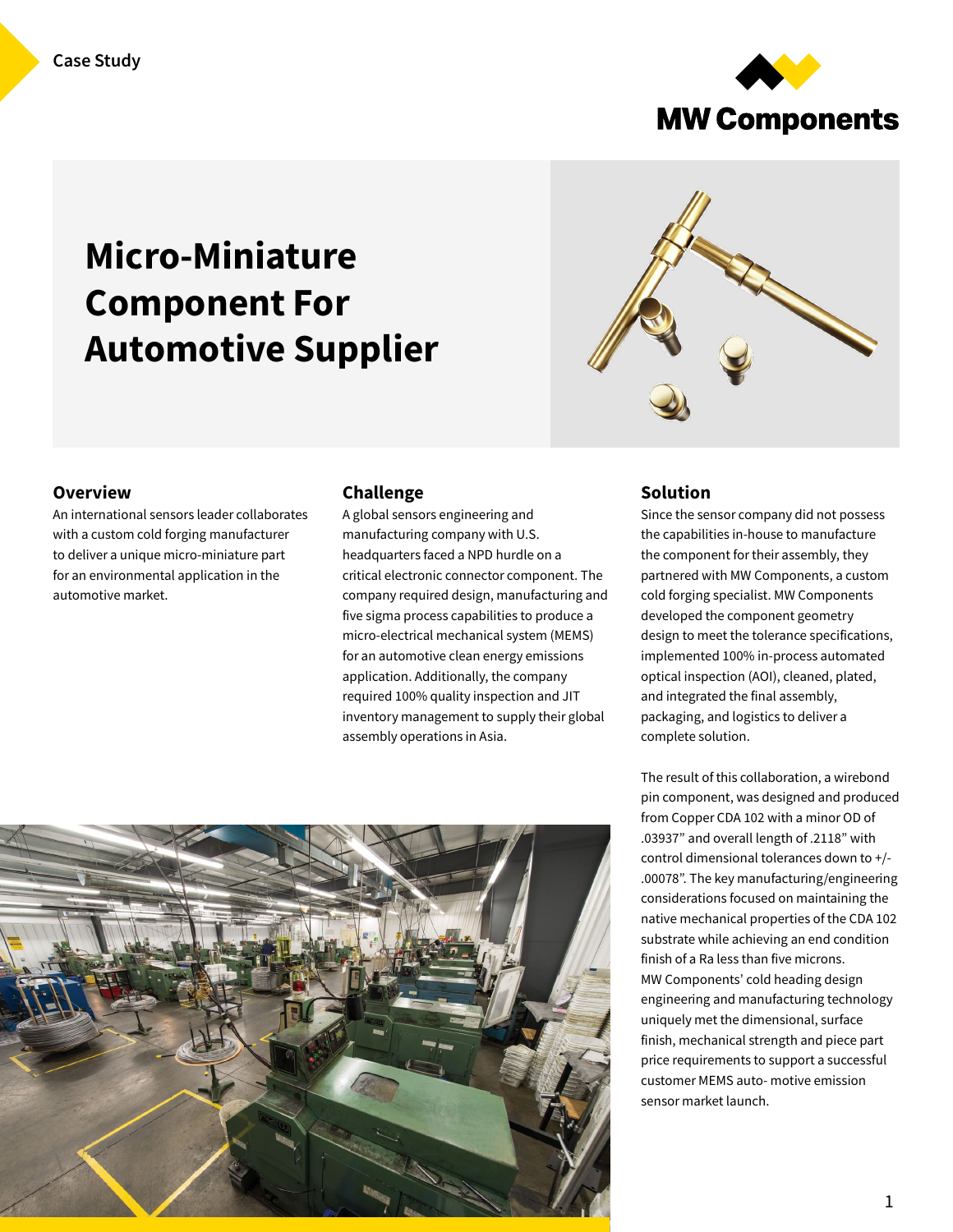Case Study

MW Components

# Micro-Miniature Component For Automotive Supplier

## Overview

An international sensors leader collaborates with a custom cold forging manufacturer to deliver a unique micro-miniature part for an environmental application in the automotive market.

## Challenge

A global sensors engineering and manufacturing company with U.S. headquarters faced a NPD hurdle on a critical electronic connector component. The company required design, manufacturing and five sigma process capabilities to produce a micro-electrical mechanical system (MEMS) for an automotive clean energy emissions application. Additionally, the company required 100% quality inspection and JIT inventory management to supply their global assembly operations in Asia.

## Solution

Since the sensor company did not possess the capabilities in-house to manufacture the component for their assembly, they partnered with MW Components, a custom cold forging specialist. MW Components developed the component geometry design to meet the tolerance specifications, implemented 100% in-process automated optical inspection (AOI), cleaned, plated, and integrated the final assembly, packaging, and logistics to deliver a complete solution.

The result of this collaboration, a wirebond pin component, was designed and produced from Copper CDA 102 with a minor OD of .03937" and overall length of .2118" with control dimensional tolerances down to +/- .00078". The key manufacturing/engineering considerations focused on maintaining the native mechanical properties of the CDA 102 substrate while achieving an end condition finish of a Ra less than five microns. MW Components' cold heading design engineering and manufacturing technology uniquely met the dimensional, surface finish, mechanical strength and piece part price requirements to support a successful customer MEMS auto- motive emission sensor market launch.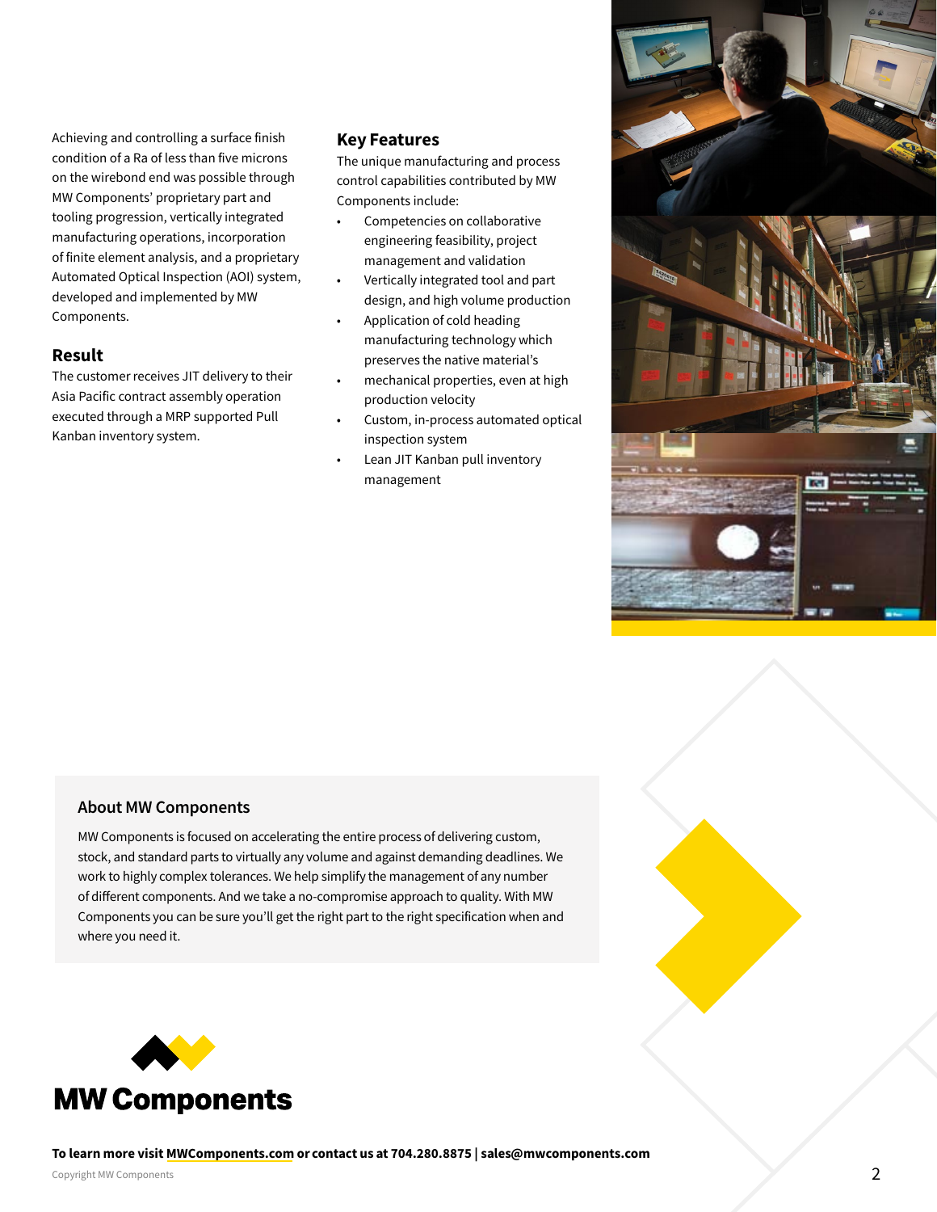Achieving and controlling a surface finish condition of a Ra of less than five microns on the wirebond end was possible through MW Components' proprietary part and tooling progression, vertically integrated manufacturing operations, incorporation of finite element analysis, and a proprietary Automated Optical Inspection (AOI) system, developed and implemented by MW Components.

## Result

The customer receives JIT delivery to their Asia Pacific contract assembly operation executed through a MRP supported Pull Kanban inventory system.

## Key Features

The unique manufacturing and process control capabilities contributed by MW Components include:

- Competencies on collaborative engineering feasibility, project management and validation
- Vertically integrated tool and part design, and high volume production
- Application of cold heading manufacturing technology which preserves the native material's
- mechanical properties, even at high production velocity
- Custom, in-process automated optical inspection system
- Lean JIT Kanban pull inventory management

## About MW Components

MW Components is focused on accelerating the entire process of delivering custom, stock, and standard parts to virtually any volume and against demanding deadlines. We work to highly complex tolerances. We help simplify the management of any number of different components. And we take a no-compromise approach to quality. With MW Components you can be sure you'll get the right part to the right specification when and where you need it.

**MW Components**

**To learn more visit MWComponents.com or contact us at 704.280.8875 | sales@mwcomponents.com**

Copyright MW Components